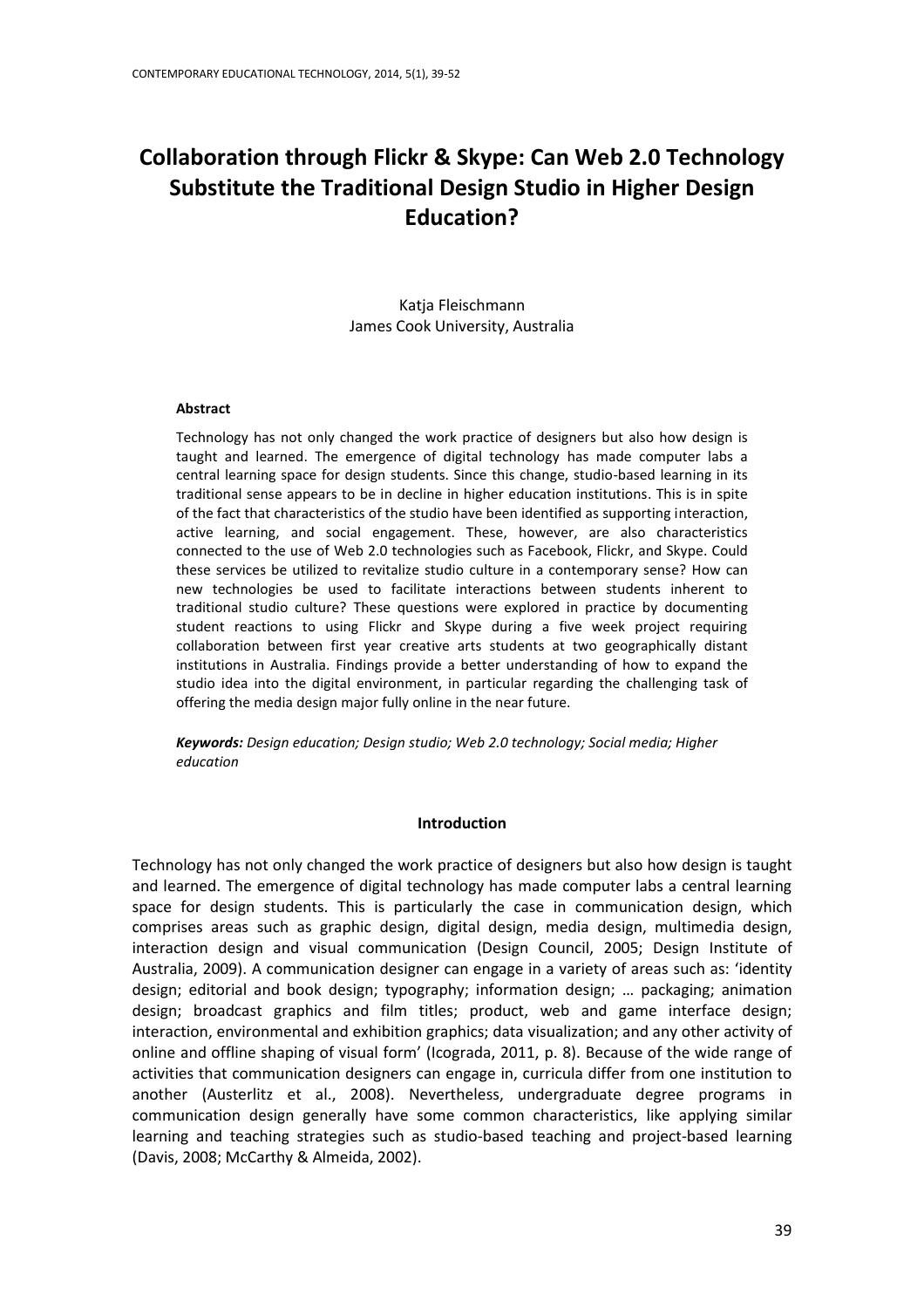# Collaboration through Flickr & Skype: Can Web 2.0 Technology Substitute the Traditional Design Studio in Higher Design Education?

Katja Fleischmann
James Cook University, Australia

### Abstract

Technology has not only changed the work practice of designers but also how design is taught and learned. The emergence of digital technology has made computer labs a central learning space for design students. Since this change, studio-based learning in its traditional sense appears to be in decline in higher education institutions. This is in spite of the fact that characteristics of the studio have been identified as supporting interaction, active learning, and social engagement. These, however, are also characteristics connected to the use of Web 2.0 technologies such as Facebook, Flickr, and Skype. Could these services be utilized to revitalize studio culture in a contemporary sense? How can new technologies be used to facilitate interactions between students inherent to traditional studio culture? These questions were explored in practice by documenting student reactions to using Flickr and Skype during a five week project requiring collaboration between first year creative arts students at two geographically distant institutions in Australia. Findings provide a better understanding of how to expand the studio idea into the digital environment, in particular regarding the challenging task of offering the media design major fully online in the near future.

***Keywords:*** *Design education; Design studio; Web 2.0 technology; Social media; Higher education*

## Introduction

Technology has not only changed the work practice of designers but also how design is taught and learned. The emergence of digital technology has made computer labs a central learning space for design students. This is particularly the case in communication design, which comprises areas such as graphic design, digital design, media design, multimedia design, interaction design and visual communication (Design Council, 2005; Design Institute of Australia, 2009). A communication designer can engage in a variety of areas such as: 'identity design; editorial and book design; typography; information design; … packaging; animation design; broadcast graphics and film titles; product, web and game interface design; interaction, environmental and exhibition graphics; data visualization; and any other activity of online and offline shaping of visual form' (Icograda, 2011, p. 8). Because of the wide range of activities that communication designers can engage in, curricula differ from one institution to another (Austerlitz et al., 2008). Nevertheless, undergraduate degree programs in communication design generally have some common characteristics, like applying similar learning and teaching strategies such as studio-based teaching and project-based learning (Davis, 2008; McCarthy & Almeida, 2002).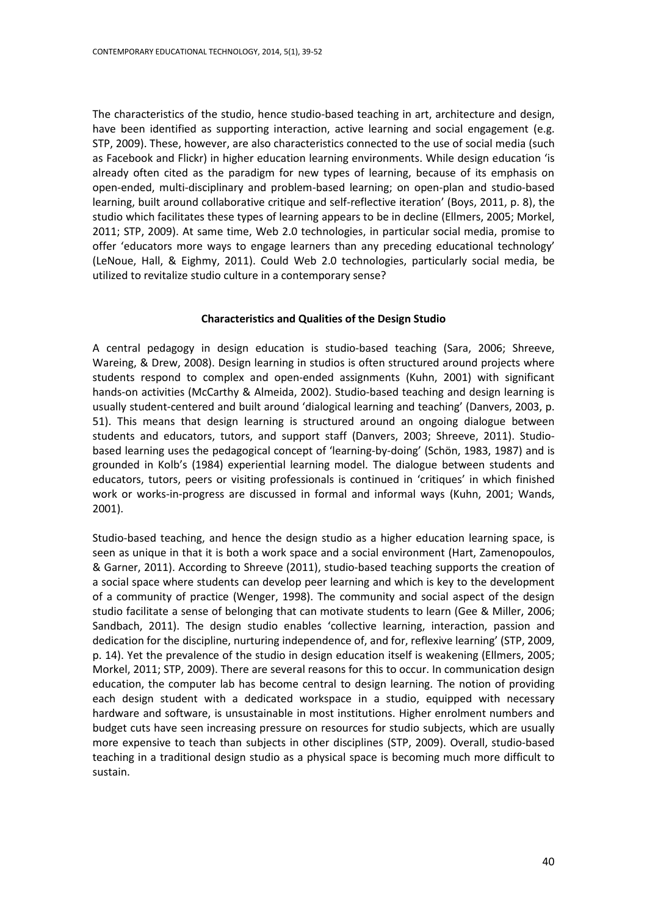The characteristics of the studio, hence studio-based teaching in art, architecture and design, have been identified as supporting interaction, active learning and social engagement (e.g. STP, 2009). These, however, are also characteristics connected to the use of social media (such as Facebook and Flickr) in higher education learning environments. While design education 'is already often cited as the paradigm for new types of learning, because of its emphasis on open-ended, multi-disciplinary and problem-based learning; on open-plan and studio-based learning, built around collaborative critique and self-reflective iteration' (Boys, 2011, p. 8), the studio which facilitates these types of learning appears to be in decline (Ellmers, 2005; Morkel, 2011; STP, 2009). At same time, Web 2.0 technologies, in particular social media, promise to offer 'educators more ways to engage learners than any preceding educational technology' (LeNoue, Hall, & Eighmy, 2011). Could Web 2.0 technologies, particularly social media, be utilized to revitalize studio culture in a contemporary sense?

## Characteristics and Qualities of the Design Studio

A central pedagogy in design education is studio-based teaching (Sara, 2006; Shreeve, Wareing, & Drew, 2008). Design learning in studios is often structured around projects where students respond to complex and open-ended assignments (Kuhn, 2001) with significant hands-on activities (McCarthy & Almeida, 2002). Studio-based teaching and design learning is usually student-centered and built around 'dialogical learning and teaching' (Danvers, 2003, p. 51). This means that design learning is structured around an ongoing dialogue between students and educators, tutors, and support staff (Danvers, 2003; Shreeve, 2011). Studio-based learning uses the pedagogical concept of 'learning-by-doing' (Schön, 1983, 1987) and is grounded in Kolb's (1984) experiential learning model. The dialogue between students and educators, tutors, peers or visiting professionals is continued in 'critiques' in which finished work or works-in-progress are discussed in formal and informal ways (Kuhn, 2001; Wands, 2001).

Studio-based teaching, and hence the design studio as a higher education learning space, is seen as unique in that it is both a work space and a social environment (Hart, Zamenopoulos, & Garner, 2011). According to Shreeve (2011), studio-based teaching supports the creation of a social space where students can develop peer learning and which is key to the development of a community of practice (Wenger, 1998). The community and social aspect of the design studio facilitate a sense of belonging that can motivate students to learn (Gee & Miller, 2006; Sandbach, 2011). The design studio enables 'collective learning, interaction, passion and dedication for the discipline, nurturing independence of, and for, reflexive learning' (STP, 2009, p. 14). Yet the prevalence of the studio in design education itself is weakening (Ellmers, 2005; Morkel, 2011; STP, 2009). There are several reasons for this to occur. In communication design education, the computer lab has become central to design learning. The notion of providing each design student with a dedicated workspace in a studio, equipped with necessary hardware and software, is unsustainable in most institutions. Higher enrolment numbers and budget cuts have seen increasing pressure on resources for studio subjects, which are usually more expensive to teach than subjects in other disciplines (STP, 2009). Overall, studio-based teaching in a traditional design studio as a physical space is becoming much more difficult to sustain.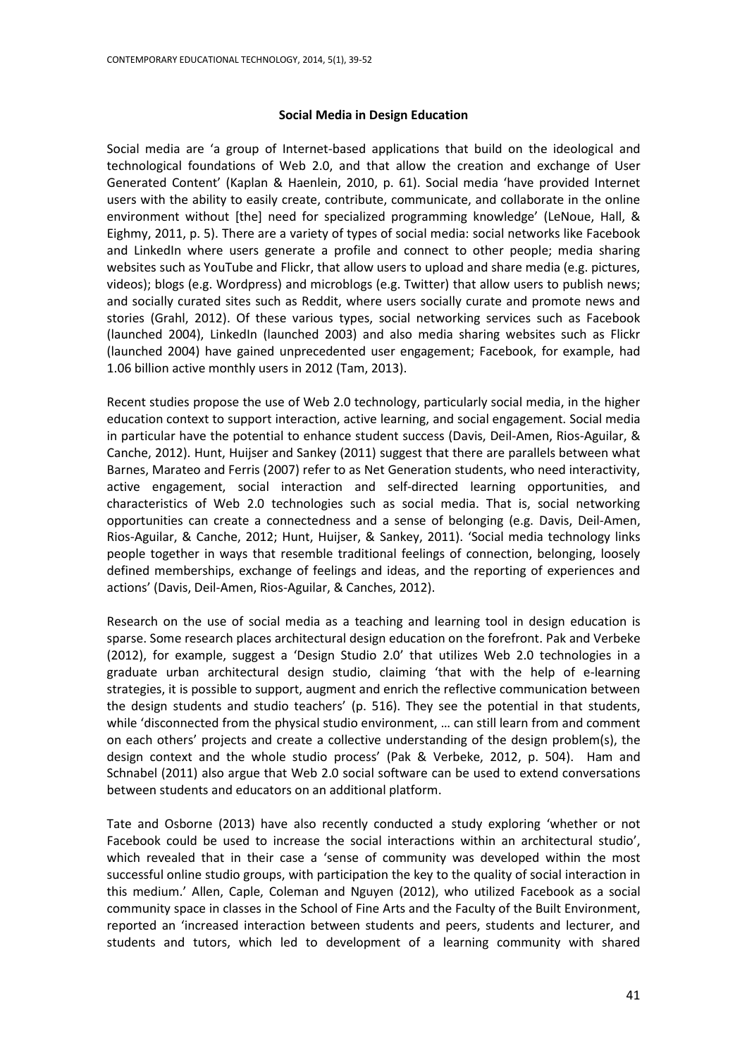## Social Media in Design Education

Social media are 'a group of Internet-based applications that build on the ideological and technological foundations of Web 2.0, and that allow the creation and exchange of User Generated Content' (Kaplan & Haenlein, 2010, p. 61). Social media 'have provided Internet users with the ability to easily create, contribute, communicate, and collaborate in the online environment without [the] need for specialized programming knowledge' (LeNoue, Hall, & Eighmy, 2011, p. 5). There are a variety of types of social media: social networks like Facebook and LinkedIn where users generate a profile and connect to other people; media sharing websites such as YouTube and Flickr, that allow users to upload and share media (e.g. pictures, videos); blogs (e.g. Wordpress) and microblogs (e.g. Twitter) that allow users to publish news; and socially curated sites such as Reddit, where users socially curate and promote news and stories (Grahl, 2012). Of these various types, social networking services such as Facebook (launched 2004), LinkedIn (launched 2003) and also media sharing websites such as Flickr (launched 2004) have gained unprecedented user engagement; Facebook, for example, had 1.06 billion active monthly users in 2012 (Tam, 2013).

Recent studies propose the use of Web 2.0 technology, particularly social media, in the higher education context to support interaction, active learning, and social engagement. Social media in particular have the potential to enhance student success (Davis, Deil-Amen, Rios-Aguilar, & Canche, 2012). Hunt, Huijser and Sankey (2011) suggest that there are parallels between what Barnes, Marateo and Ferris (2007) refer to as Net Generation students, who need interactivity, active engagement, social interaction and self-directed learning opportunities, and characteristics of Web 2.0 technologies such as social media. That is, social networking opportunities can create a connectedness and a sense of belonging (e.g. Davis, Deil-Amen, Rios-Aguilar, & Canche, 2012; Hunt, Huijser, & Sankey, 2011). 'Social media technology links people together in ways that resemble traditional feelings of connection, belonging, loosely defined memberships, exchange of feelings and ideas, and the reporting of experiences and actions' (Davis, Deil-Amen, Rios-Aguilar, & Canches, 2012).

Research on the use of social media as a teaching and learning tool in design education is sparse. Some research places architectural design education on the forefront. Pak and Verbeke (2012), for example, suggest a 'Design Studio 2.0' that utilizes Web 2.0 technologies in a graduate urban architectural design studio, claiming 'that with the help of e-learning strategies, it is possible to support, augment and enrich the reflective communication between the design students and studio teachers' (p. 516). They see the potential in that students, while 'disconnected from the physical studio environment, … can still learn from and comment on each others' projects and create a collective understanding of the design problem(s), the design context and the whole studio process' (Pak & Verbeke, 2012, p. 504). Ham and Schnabel (2011) also argue that Web 2.0 social software can be used to extend conversations between students and educators on an additional platform.

Tate and Osborne (2013) have also recently conducted a study exploring 'whether or not Facebook could be used to increase the social interactions within an architectural studio', which revealed that in their case a 'sense of community was developed within the most successful online study groups, with participation the key to the quality of social interaction in this medium.' Allen, Caple, Coleman and Nguyen (2012), who utilized Facebook as a social community space in classes in the School of Fine Arts and the Faculty of the Built Environment, reported an 'increased interaction between students and peers, students and lecturer, and students and tutors, which led to development of a learning community with shared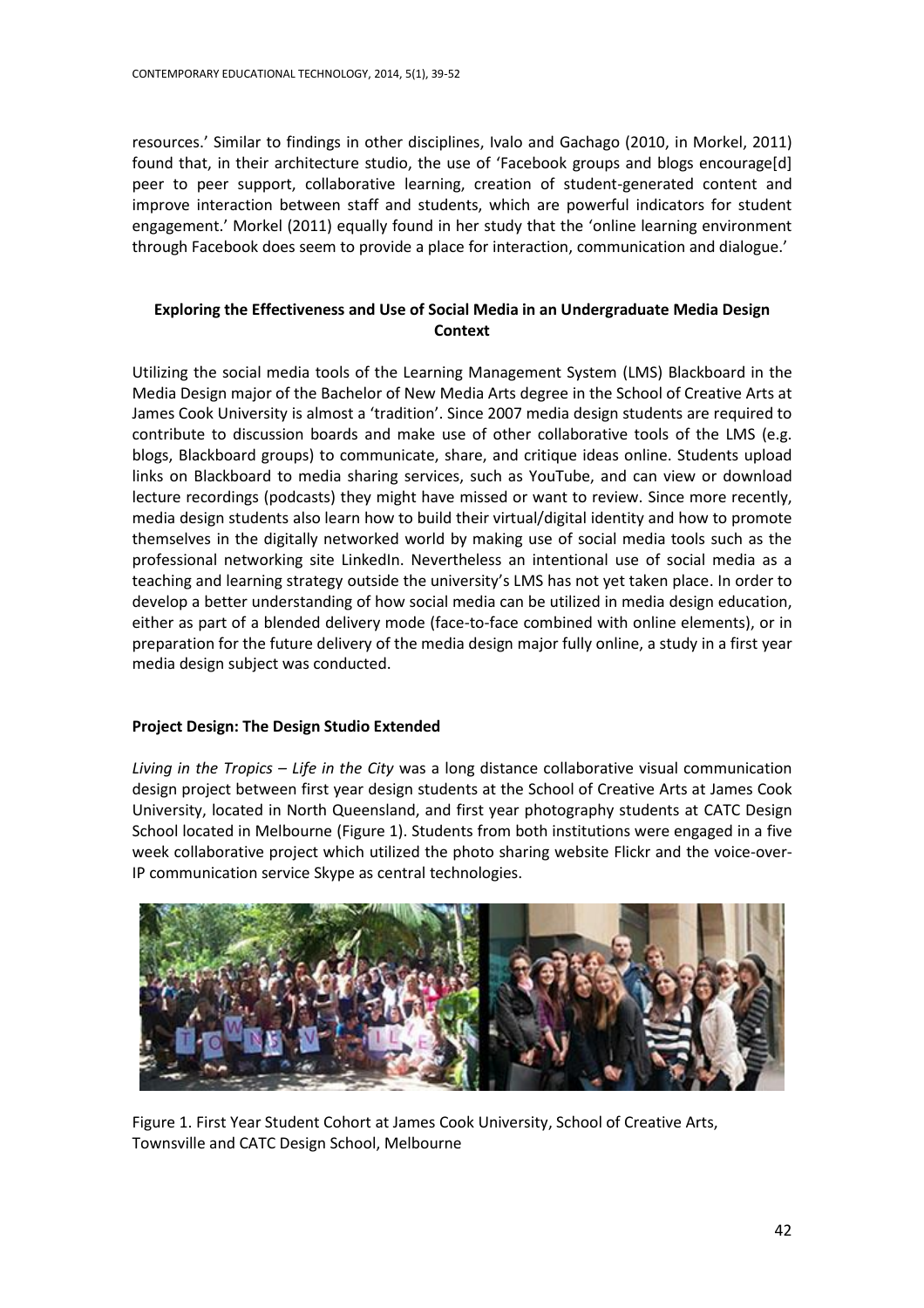resources.' Similar to findings in other disciplines, Ivalo and Gachago (2010, in Morkel, 2011) found that, in their architecture studio, the use of 'Facebook groups and blogs encourage[d] peer to peer support, collaborative learning, creation of student-generated content and improve interaction between staff and students, which are powerful indicators for student engagement.' Morkel (2011) equally found in her study that the 'online learning environment through Facebook does seem to provide a place for interaction, communication and dialogue.'

## Exploring the Effectiveness and Use of Social Media in an Undergraduate Media Design Context

Utilizing the social media tools of the Learning Management System (LMS) Blackboard in the Media Design major of the Bachelor of New Media Arts degree in the School of Creative Arts at James Cook University is almost a 'tradition'. Since 2007 media design students are required to contribute to discussion boards and make use of other collaborative tools of the LMS (e.g. blogs, Blackboard groups) to communicate, share, and critique ideas online. Students upload links on Blackboard to media sharing services, such as YouTube, and can view or download lecture recordings (podcasts) they might have missed or want to review. Since more recently, media design students also learn how to build their virtual/digital identity and how to promote themselves in the digitally networked world by making use of social media tools such as the professional networking site LinkedIn. Nevertheless an intentional use of social media as a teaching and learning strategy outside the university's LMS has not yet taken place. In order to develop a better understanding of how social media can be utilized in media design education, either as part of a blended delivery mode (face-to-face combined with online elements), or in preparation for the future delivery of the media design major fully online, a study in a first year media design subject was conducted.

## Project Design: The Design Studio Extended

*Living in the Tropics – Life in the City* was a long distance collaborative visual communication design project between first year design students at the School of Creative Arts at James Cook University, located in North Queensland, and first year photography students at CATC Design School located in Melbourne (Figure 1). Students from both institutions were engaged in a five week collaborative project which utilized the photo sharing website Flickr and the voice-over-IP communication service Skype as central technologies.

Figure 1. First Year Student Cohort at James Cook University, School of Creative Arts, Townsville and CATC Design School, Melbourne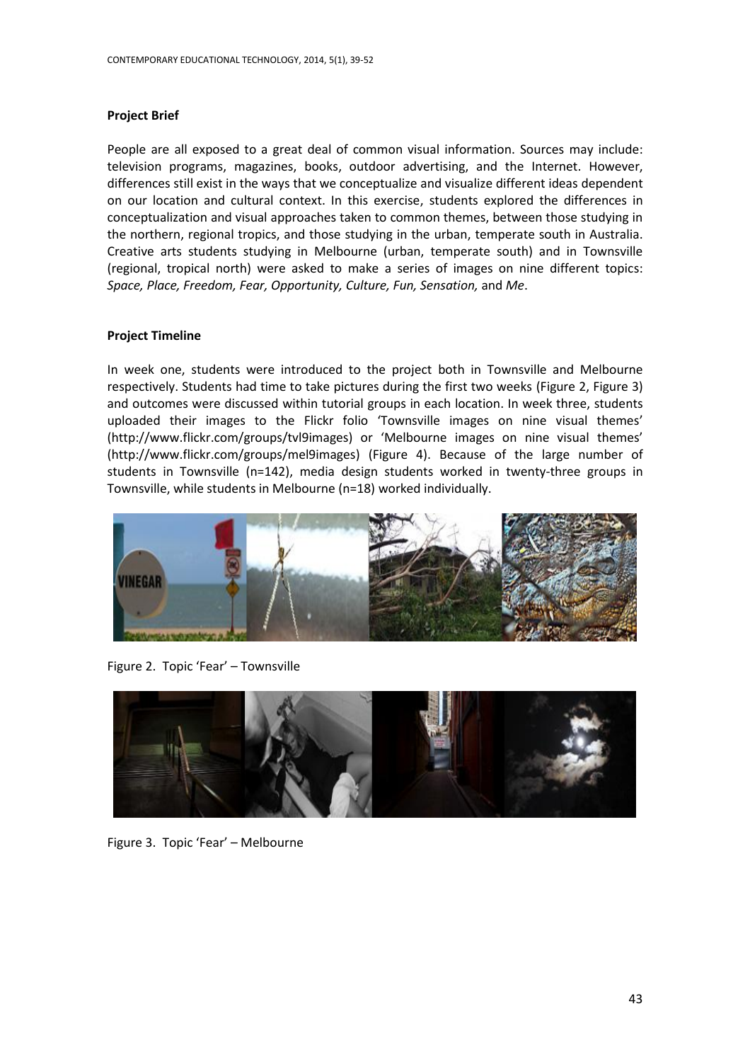**Project Brief**

People are all exposed to a great deal of common visual information. Sources may include: television programs, magazines, books, outdoor advertising, and the Internet. However, differences still exist in the ways that we conceptualize and visualize different ideas dependent on our location and cultural context. In this exercise, students explored the differences in conceptualization and visual approaches taken to common themes, between those studying in the northern, regional tropics, and those studying in the urban, temperate south in Australia. Creative arts students studying in Melbourne (urban, temperate south) and in Townsville (regional, tropical north) were asked to make a series of images on nine different topics: *Space, Place, Freedom, Fear, Opportunity, Culture, Fun, Sensation,* and *Me*.

**Project Timeline**

In week one, students were introduced to the project both in Townsville and Melbourne respectively. Students had time to take pictures during the first two weeks (Figure 2, Figure 3) and outcomes were discussed within tutorial groups in each location. In week three, students uploaded their images to the Flickr folio 'Townsville images on nine visual themes' (http://www.flickr.com/groups/tvl9images) or 'Melbourne images on nine visual themes' (http://www.flickr.com/groups/mel9images) (Figure 4). Because of the large number of students in Townsville (n=142), media design students worked in twenty-three groups in Townsville, while students in Melbourne (n=18) worked individually.

Figure 2. Topic 'Fear' – Townsville

Figure 3. Topic 'Fear' – Melbourne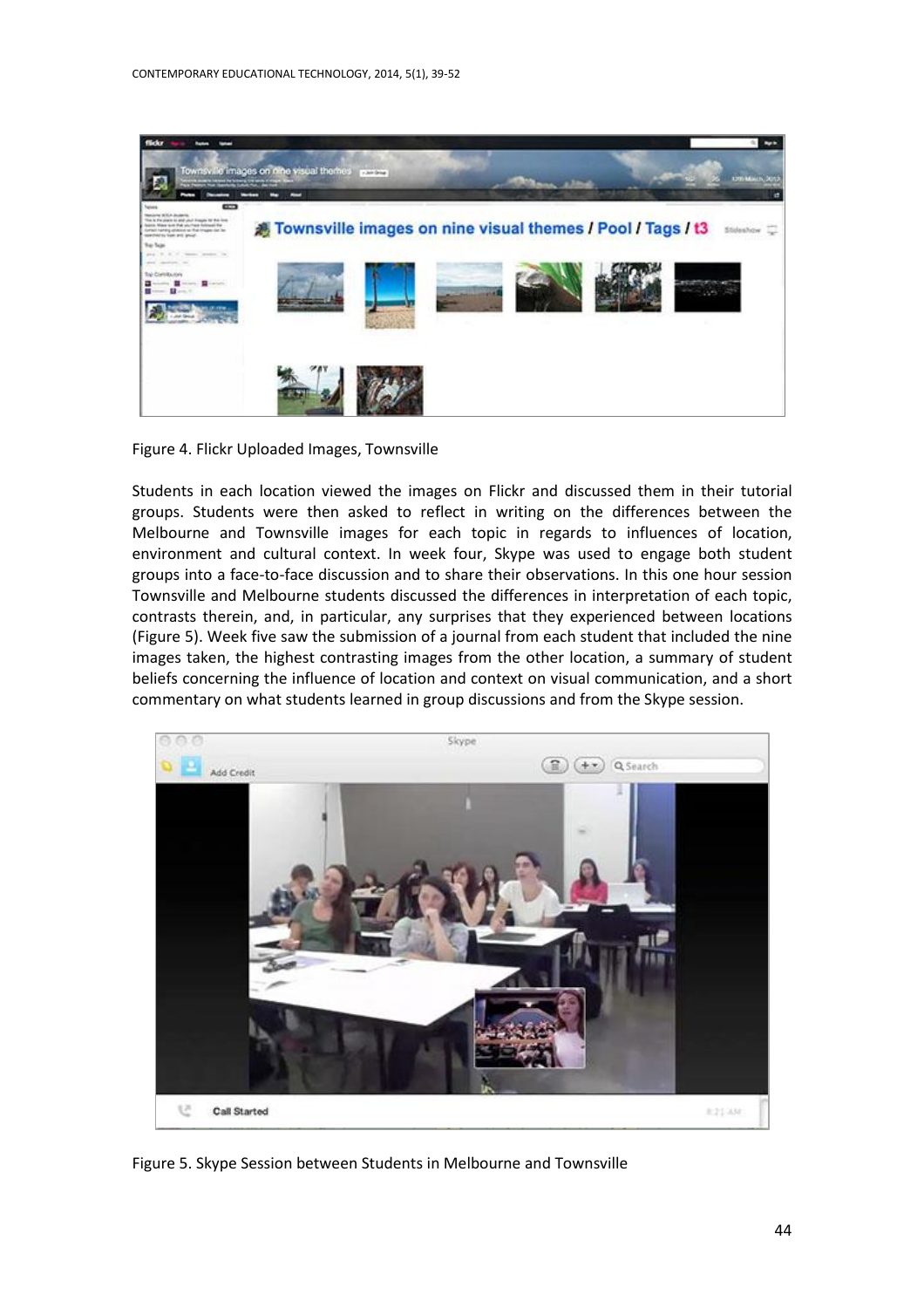Figure 4. Flickr Uploaded Images, Townsville

Students in each location viewed the images on Flickr and discussed them in their tutorial groups. Students were then asked to reflect in writing on the differences between the Melbourne and Townsville images for each topic in regards to influences of location, environment and cultural context. In week four, Skype was used to engage both student groups into a face-to-face discussion and to share their observations. In this one hour session Townsville and Melbourne students discussed the differences in interpretation of each topic, contrasts therein, and, in particular, any surprises that they experienced between locations (Figure 5). Week five saw the submission of a journal from each student that included the nine images taken, the highest contrasting images from the other location, a summary of student beliefs concerning the influence of location and context on visual communication, and a short commentary on what students learned in group discussions and from the Skype session.

Figure 5. Skype Session between Students in Melbourne and Townsville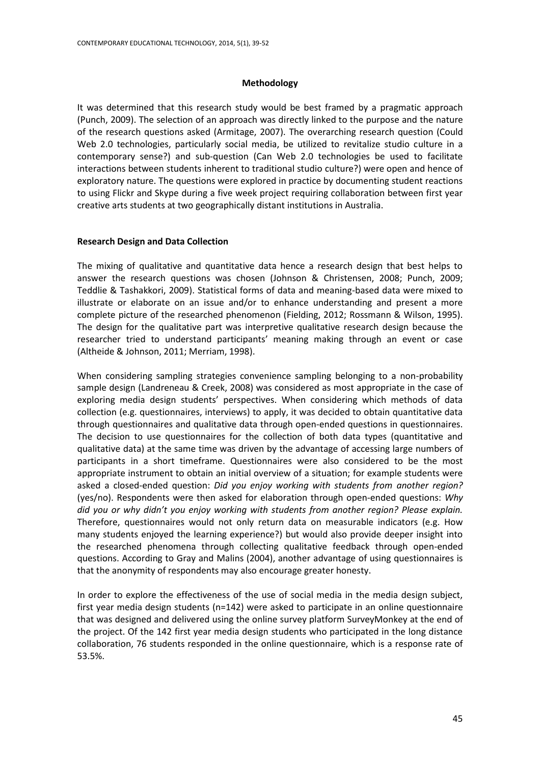## Methodology

It was determined that this research study would be best framed by a pragmatic approach (Punch, 2009). The selection of an approach was directly linked to the purpose and the nature of the research questions asked (Armitage, 2007). The overarching research question (Could Web 2.0 technologies, particularly social media, be utilized to revitalize studio culture in a contemporary sense?) and sub-question (Can Web 2.0 technologies be used to facilitate interactions between students inherent to traditional studio culture?) were open and hence of exploratory nature. The questions were explored in practice by documenting student reactions to using Flickr and Skype during a five week project requiring collaboration between first year creative arts students at two geographically distant institutions in Australia.

### Research Design and Data Collection

The mixing of qualitative and quantitative data hence a research design that best helps to answer the research questions was chosen (Johnson & Christensen, 2008; Punch, 2009; Teddlie & Tashakkori, 2009). Statistical forms of data and meaning-based data were mixed to illustrate or elaborate on an issue and/or to enhance understanding and present a more complete picture of the researched phenomenon (Fielding, 2012; Rossmann & Wilson, 1995). The design for the qualitative part was interpretive qualitative research design because the researcher tried to understand participants' meaning making through an event or case (Altheide & Johnson, 2011; Merriam, 1998).

When considering sampling strategies convenience sampling belonging to a non-probability sample design (Landreneau & Creek, 2008) was considered as most appropriate in the case of exploring media design students' perspectives. When considering which methods of data collection (e.g. questionnaires, interviews) to apply, it was decided to obtain quantitative data through questionnaires and qualitative data through open-ended questions in questionnaires. The decision to use questionnaires for the collection of both data types (quantitative and qualitative data) at the same time was driven by the advantage of accessing large numbers of participants in a short timeframe. Questionnaires were also considered to be the most appropriate instrument to obtain an initial overview of a situation; for example students were asked a closed-ended question: *Did you enjoy working with students from another region?* (yes/no). Respondents were then asked for elaboration through open-ended questions: *Why did you or why didn't you enjoy working with students from another region? Please explain.* Therefore, questionnaires would not only return data on measurable indicators (e.g. How many students enjoyed the learning experience?) but would also provide deeper insight into the researched phenomena through collecting qualitative feedback through open-ended questions. According to Gray and Malins (2004), another advantage of using questionnaires is that the anonymity of respondents may also encourage greater honesty.

In order to explore the effectiveness of the use of social media in the media design subject, first year media design students (n=142) were asked to participate in an online questionnaire that was designed and delivered using the online survey platform SurveyMonkey at the end of the project. Of the 142 first year media design students who participated in the long distance collaboration, 76 students responded in the online questionnaire, which is a response rate of 53.5%.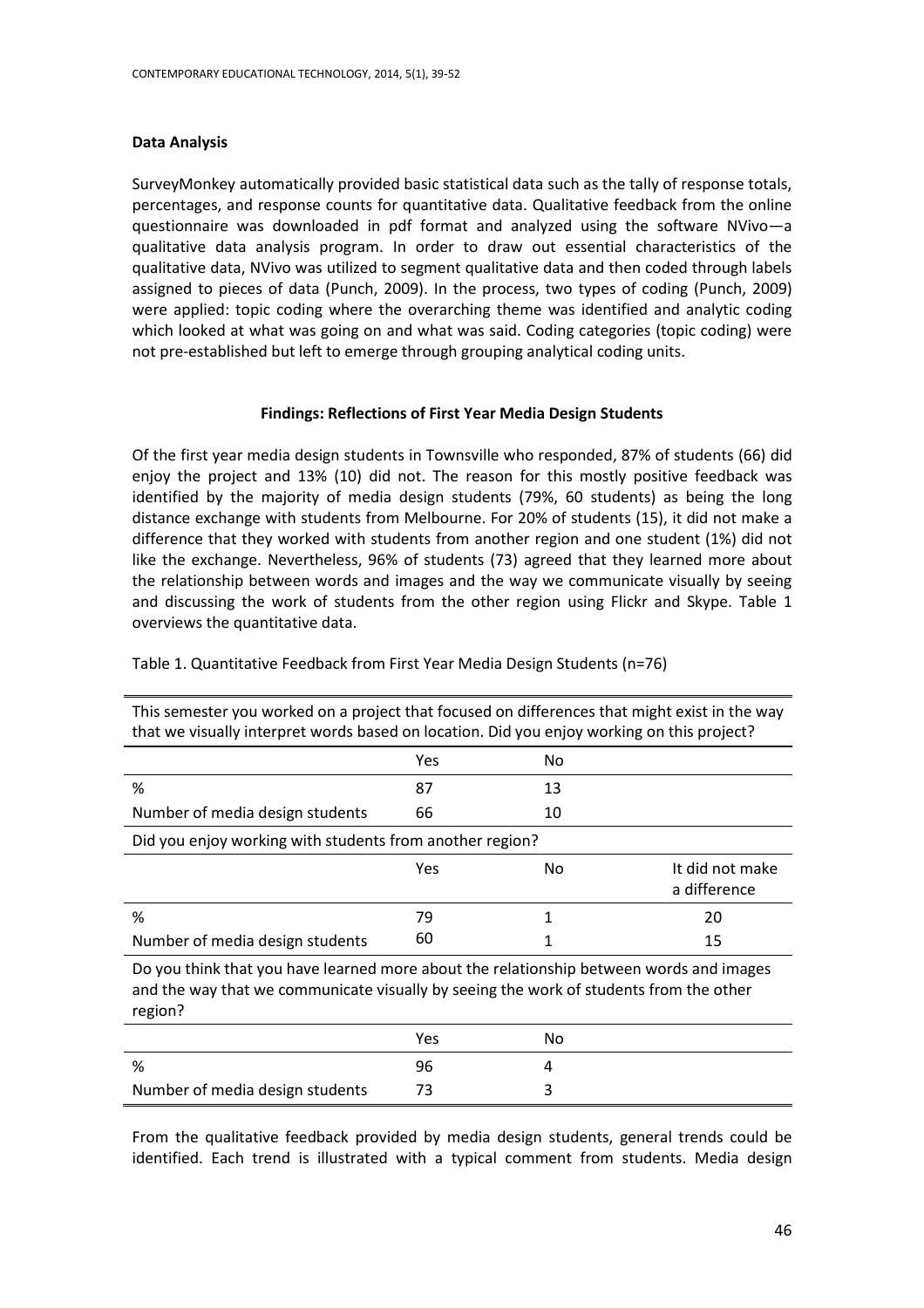### Data Analysis

SurveyMonkey automatically provided basic statistical data such as the tally of response totals, percentages, and response counts for quantitative data. Qualitative feedback from the online questionnaire was downloaded in pdf format and analyzed using the software NVivo—a qualitative data analysis program. In order to draw out essential characteristics of the qualitative data, NVivo was utilized to segment qualitative data and then coded through labels assigned to pieces of data (Punch, 2009). In the process, two types of coding (Punch, 2009) were applied: topic coding where the overarching theme was identified and analytic coding which looked at what was going on and what was said. Coding categories (topic coding) were not pre-established but left to emerge through grouping analytical coding units.

### Findings: Reflections of First Year Media Design Students

Of the first year media design students in Townsville who responded, 87% of students (66) did enjoy the project and 13% (10) did not. The reason for this mostly positive feedback was identified by the majority of media design students (79%, 60 students) as being the long distance exchange with students from Melbourne. For 20% of students (15), it did not make a difference that they worked with students from another region and one student (1%) did not like the exchange. Nevertheless, 96% of students (73) agreed that they learned more about the relationship between words and images and the way we communicate visually by seeing and discussing the work of students from the other region using Flickr and Skype. Table 1 overviews the quantitative data.

Table 1. Quantitative Feedback from First Year Media Design Students (n=76)

| This semester you worked on a project that focused on differences that might exist in the way that we visually interpret words based on location. Did you enjoy working on this project? | | | |
|---|---|---|---|
| | Yes | No | |
| % | 87 | 13 | |
| Number of media design students | 66 | 10 | |
| **Did you enjoy working with students from another region?** | | | |
| | Yes | No | It did not make a difference |
| % | 79 | 1 | 20 |
| Number of media design students | 60 | 1 | 15 |
| **Do you think that you have learned more about the relationship between words and images and the way that we communicate visually by seeing the work of students from the other region?** | | | |
| | Yes | No | |
| % | 96 | 4 | |
| Number of media design students | 73 | 3 | |

From the qualitative feedback provided by media design students, general trends could be identified. Each trend is illustrated with a typical comment from students. Media design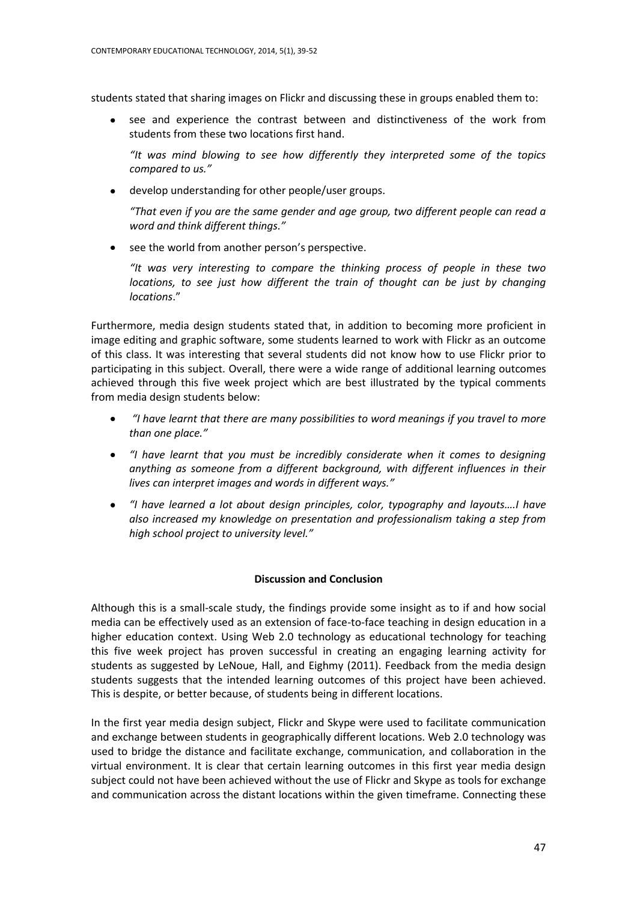students stated that sharing images on Flickr and discussing these in groups enabled them to:

- see and experience the contrast between and distinctiveness of the work from students from these two locations first hand.

  *"It was mind blowing to see how differently they interpreted some of the topics compared to us."*

- develop understanding for other people/user groups.

  *"That even if you are the same gender and age group, two different people can read a word and think different things."*

- see the world from another person's perspective.

  *"It was very interesting to compare the thinking process of people in these two locations, to see just how different the train of thought can be just by changing locations*."

Furthermore, media design students stated that, in addition to becoming more proficient in image editing and graphic software, some students learned to work with Flickr as an outcome of this class. It was interesting that several students did not know how to use Flickr prior to participating in this subject. Overall, there were a wide range of additional learning outcomes achieved through this five week project which are best illustrated by the typical comments from media design students below:

- *"I have learnt that there are many possibilities to word meanings if you travel to more than one place."*
- *"I have learnt that you must be incredibly considerate when it comes to designing anything as someone from a different background, with different influences in their lives can interpret images and words in different ways."*
- *"I have learned a lot about design principles, color, typography and layouts….I have also increased my knowledge on presentation and professionalism taking a step from high school project to university level."*

## Discussion and Conclusion

Although this is a small-scale study, the findings provide some insight as to if and how social media can be effectively used as an extension of face-to-face teaching in design education in a higher education context. Using Web 2.0 technology as educational technology for teaching this five week project has proven successful in creating an engaging learning activity for students as suggested by LeNoue, Hall, and Eighmy (2011). Feedback from the media design students suggests that the intended learning outcomes of this project have been achieved. This is despite, or better because, of students being in different locations.

In the first year media design subject, Flickr and Skype were used to facilitate communication and exchange between students in geographically different locations. Web 2.0 technology was used to bridge the distance and facilitate exchange, communication, and collaboration in the virtual environment. It is clear that certain learning outcomes in this first year media design subject could not have been achieved without the use of Flickr and Skype as tools for exchange and communication across the distant locations within the given timeframe. Connecting these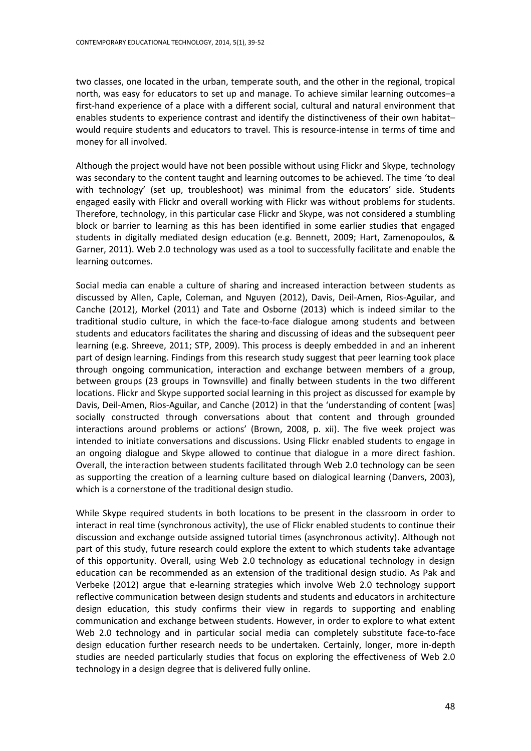two classes, one located in the urban, temperate south, and the other in the regional, tropical north, was easy for educators to set up and manage. To achieve similar learning outcomes–a first-hand experience of a place with a different social, cultural and natural environment that enables students to experience contrast and identify the distinctiveness of their own habitat–would require students and educators to travel. This is resource-intense in terms of time and money for all involved.

Although the project would have not been possible without using Flickr and Skype, technology was secondary to the content taught and learning outcomes to be achieved. The time 'to deal with technology' (set up, troubleshoot) was minimal from the educators' side. Students engaged easily with Flickr and overall working with Flickr was without problems for students. Therefore, technology, in this particular case Flickr and Skype, was not considered a stumbling block or barrier to learning as this has been identified in some earlier studies that engaged students in digitally mediated design education (e.g. Bennett, 2009; Hart, Zamenopoulos, & Garner, 2011). Web 2.0 technology was used as a tool to successfully facilitate and enable the learning outcomes.

Social media can enable a culture of sharing and increased interaction between students as discussed by Allen, Caple, Coleman, and Nguyen (2012), Davis, Deil-Amen, Rios-Aguilar, and Canche (2012), Morkel (2011) and Tate and Osborne (2013) which is indeed similar to the traditional studio culture, in which the face-to-face dialogue among students and between students and educators facilitates the sharing and discussing of ideas and the subsequent peer learning (e.g. Shreeve, 2011; STP, 2009). This process is deeply embedded in and an inherent part of design learning. Findings from this research study suggest that peer learning took place through ongoing communication, interaction and exchange between members of a group, between groups (23 groups in Townsville) and finally between students in the two different locations. Flickr and Skype supported social learning in this project as discussed for example by Davis, Deil-Amen, Rios-Aguilar, and Canche (2012) in that the 'understanding of content [was] socially constructed through conversations about that content and through grounded interactions around problems or actions' (Brown, 2008, p. xii). The five week project was intended to initiate conversations and discussions. Using Flickr enabled students to engage in an ongoing dialogue and Skype allowed to continue that dialogue in a more direct fashion. Overall, the interaction between students facilitated through Web 2.0 technology can be seen as supporting the creation of a learning culture based on dialogical learning (Danvers, 2003), which is a cornerstone of the traditional design studio.

While Skype required students in both locations to be present in the classroom in order to interact in real time (synchronous activity), the use of Flickr enabled students to continue their discussion and exchange outside assigned tutorial times (asynchronous activity). Although not part of this study, future research could explore the extent to which students take advantage of this opportunity. Overall, using Web 2.0 technology as educational technology in design education can be recommended as an extension of the traditional design studio. As Pak and Verbeke (2012) argue that e-learning strategies which involve Web 2.0 technology support reflective communication between design students and students and educators in architecture design education, this study confirms their view in regards to supporting and enabling communication and exchange between students. However, in order to explore to what extent Web 2.0 technology and in particular social media can completely substitute face-to-face design education further research needs to be undertaken. Certainly, longer, more in-depth studies are needed particularly studies that focus on exploring the effectiveness of Web 2.0 technology in a design degree that is delivered fully online.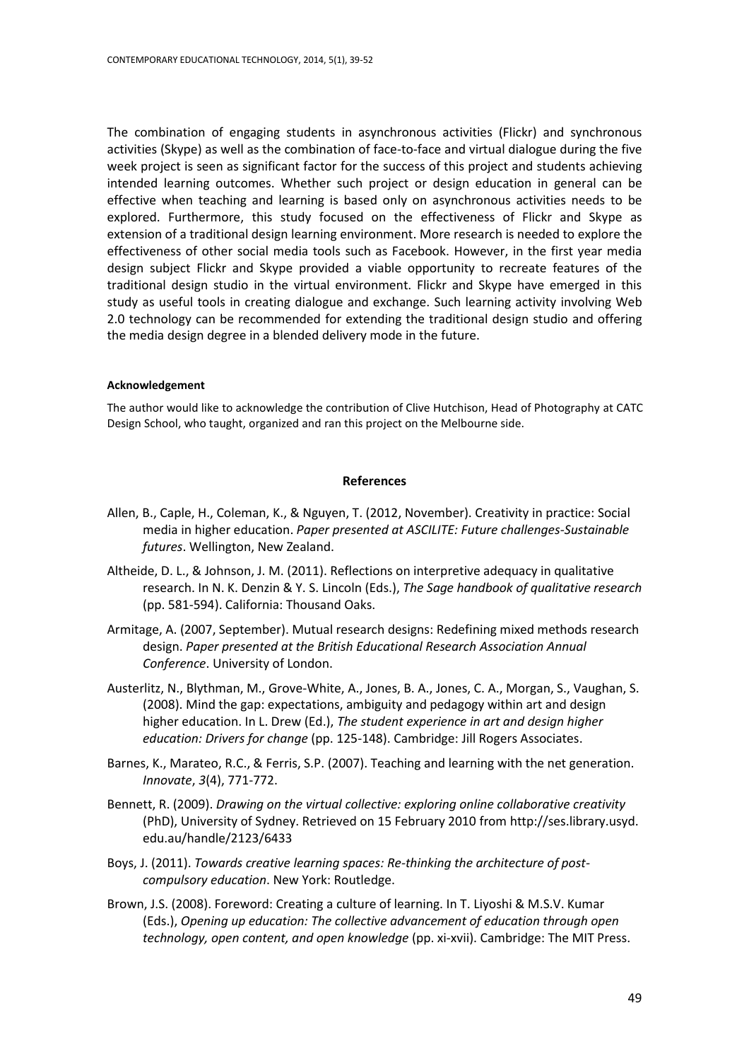The combination of engaging students in asynchronous activities (Flickr) and synchronous activities (Skype) as well as the combination of face-to-face and virtual dialogue during the five week project is seen as significant factor for the success of this project and students achieving intended learning outcomes. Whether such project or design education in general can be effective when teaching and learning is based only on asynchronous activities needs to be explored. Furthermore, this study focused on the effectiveness of Flickr and Skype as extension of a traditional design learning environment. More research is needed to explore the effectiveness of other social media tools such as Facebook. However, in the first year media design subject Flickr and Skype provided a viable opportunity to recreate features of the traditional design studio in the virtual environment. Flickr and Skype have emerged in this study as useful tools in creating dialogue and exchange. Such learning activity involving Web 2.0 technology can be recommended for extending the traditional design studio and offering the media design degree in a blended delivery mode in the future.

#### Acknowledgement

The author would like to acknowledge the contribution of Clive Hutchison, Head of Photography at CATC Design School, who taught, organized and ran this project on the Melbourne side.

## References

Allen, B., Caple, H., Coleman, K., & Nguyen, T. (2012, November). Creativity in practice: Social media in higher education. *Paper presented at ASCILITE: Future challenges-Sustainable futures*. Wellington, New Zealand.

Altheide, D. L., & Johnson, J. M. (2011). Reflections on interpretive adequacy in qualitative research. In N. K. Denzin & Y. S. Lincoln (Eds.), *The Sage handbook of qualitative research* (pp. 581-594). California: Thousand Oaks.

Armitage, A. (2007, September). Mutual research designs: Redefining mixed methods research design. *Paper presented at the British Educational Research Association Annual Conference*. University of London.

Austerlitz, N., Blythman, M., Grove-White, A., Jones, B. A., Jones, C. A., Morgan, S., Vaughan, S. (2008). Mind the gap: expectations, ambiguity and pedagogy within art and design higher education. In L. Drew (Ed.), *The student experience in art and design higher education: Drivers for change* (pp. 125-148). Cambridge: Jill Rogers Associates.

Barnes, K., Marateo, R.C., & Ferris, S.P. (2007). Teaching and learning with the net generation. *Innovate*, *3*(4), 771-772.

Bennett, R. (2009). *Drawing on the virtual collective: exploring online collaborative creativity* (PhD), University of Sydney. Retrieved on 15 February 2010 from http://ses.library.usyd.edu.au/handle/2123/6433

Boys, J. (2011). *Towards creative learning spaces: Re-thinking the architecture of post-compulsory education*. New York: Routledge.

Brown, J.S. (2008). Foreword: Creating a culture of learning. In T. Liyoshi & M.S.V. Kumar (Eds.), *Opening up education: The collective advancement of education through open technology, open content, and open knowledge* (pp. xi-xvii). Cambridge: The MIT Press.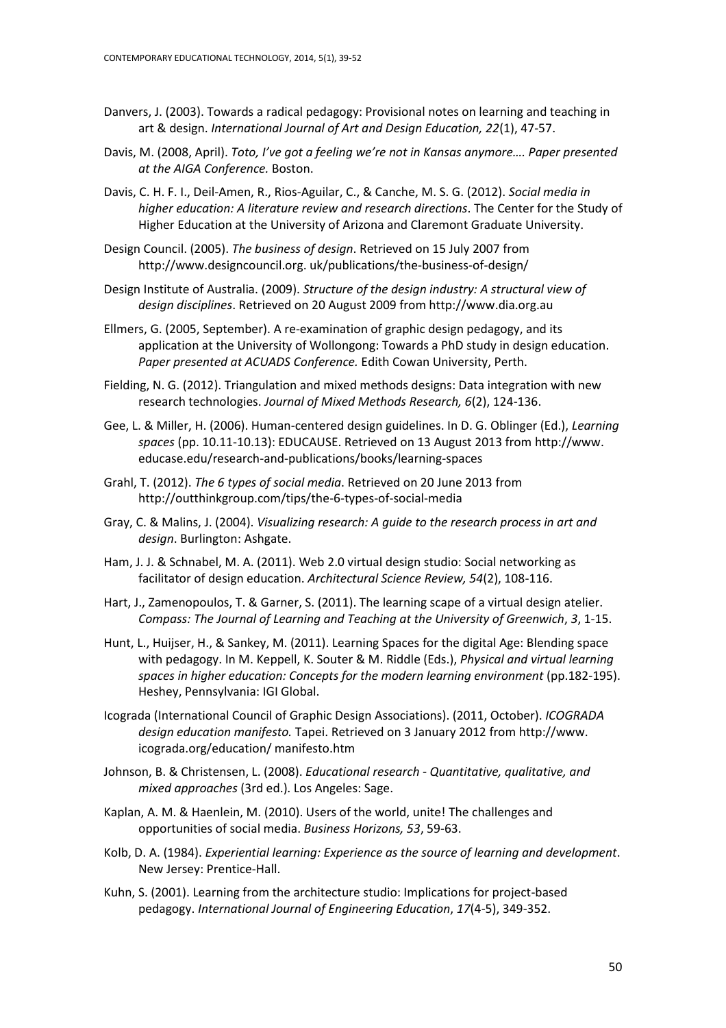Danvers, J. (2003). Towards a radical pedagogy: Provisional notes on learning and teaching in art & design. *International Journal of Art and Design Education, 22*(1), 47-57.

Davis, M. (2008, April). *Toto, I've got a feeling we're not in Kansas anymore…. Paper presented at the AIGA Conference.* Boston.

Davis, C. H. F. I., Deil-Amen, R., Rios-Aguilar, C., & Canche, M. S. G. (2012). *Social media in higher education: A literature review and research directions*. The Center for the Study of Higher Education at the University of Arizona and Claremont Graduate University.

Design Council. (2005). *The business of design*. Retrieved on 15 July 2007 from http://www.designcouncil.org. uk/publications/the-business-of-design/

Design Institute of Australia. (2009). *Structure of the design industry: A structural view of design disciplines*. Retrieved on 20 August 2009 from http://www.dia.org.au

Ellmers, G. (2005, September). A re-examination of graphic design pedagogy, and its application at the University of Wollongong: Towards a PhD study in design education. *Paper presented at ACUADS Conference.* Edith Cowan University, Perth.

Fielding, N. G. (2012). Triangulation and mixed methods designs: Data integration with new research technologies. *Journal of Mixed Methods Research, 6*(2), 124-136.

Gee, L. & Miller, H. (2006). Human-centered design guidelines. In D. G. Oblinger (Ed.), *Learning spaces* (pp. 10.11-10.13): EDUCAUSE. Retrieved on 13 August 2013 from http://www. educase.edu/research-and-publications/books/learning-spaces

Grahl, T. (2012). *The 6 types of social media*. Retrieved on 20 June 2013 from http://outthinkgroup.com/tips/the-6-types-of-social-media

Gray, C. & Malins, J. (2004). *Visualizing research: A guide to the research process in art and design*. Burlington: Ashgate.

Ham, J. J. & Schnabel, M. A. (2011). Web 2.0 virtual design studio: Social networking as facilitator of design education. *Architectural Science Review, 54*(2), 108-116.

Hart, J., Zamenopoulos, T. & Garner, S. (2011). The learning scape of a virtual design atelier. *Compass: The Journal of Learning and Teaching at the University of Greenwich*, *3*, 1-15.

Hunt, L., Huijser, H., & Sankey, M. (2011). Learning Spaces for the digital Age: Blending space with pedagogy. In M. Keppell, K. Souter & M. Riddle (Eds.), *Physical and virtual learning spaces in higher education: Concepts for the modern learning environment* (pp.182-195). Heshey, Pennsylvania: IGI Global.

Icograda (International Council of Graphic Design Associations). (2011, October). *ICOGRADA design education manifesto.* Tapei. Retrieved on 3 January 2012 from http://www. icograda.org/education/ manifesto.htm

Johnson, B. & Christensen, L. (2008). *Educational research - Quantitative, qualitative, and mixed approaches* (3rd ed.). Los Angeles: Sage.

Kaplan, A. M. & Haenlein, M. (2010). Users of the world, unite! The challenges and opportunities of social media. *Business Horizons, 53*, 59-63.

Kolb, D. A. (1984). *Experiential learning: Experience as the source of learning and development*. New Jersey: Prentice-Hall.

Kuhn, S. (2001). Learning from the architecture studio: Implications for project-based pedagogy. *International Journal of Engineering Education*, *17*(4-5), 349-352.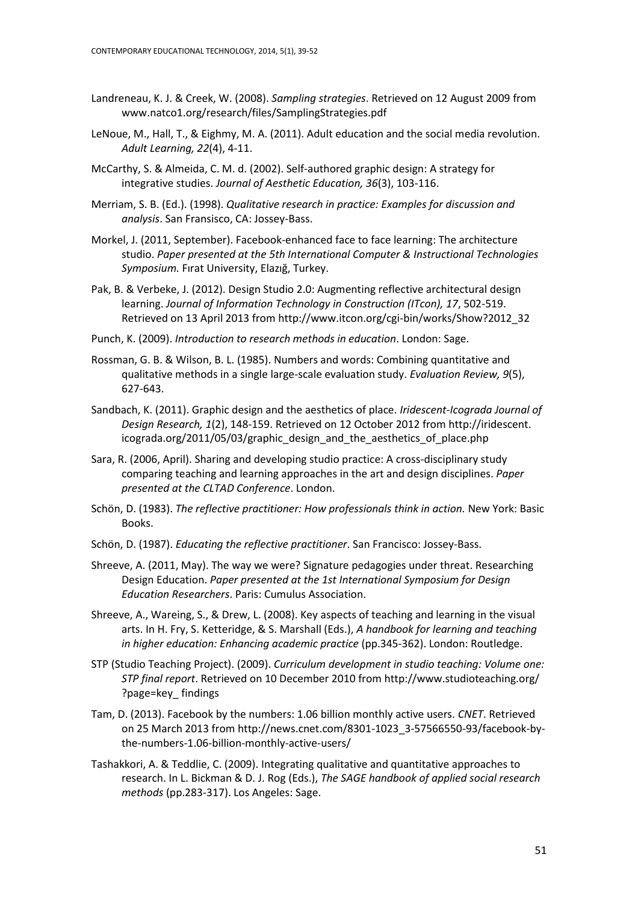Landreneau, K. J. & Creek, W. (2008). *Sampling strategies*. Retrieved on 12 August 2009 from www.natco1.org/research/files/SamplingStrategies.pdf

LeNoue, M., Hall, T., & Eighmy, M. A. (2011). Adult education and the social media revolution. *Adult Learning, 22*(4), 4-11.

McCarthy, S. & Almeida, C. M. d. (2002). Self-authored graphic design: A strategy for integrative studies. *Journal of Aesthetic Education, 36*(3), 103-116.

Merriam, S. B. (Ed.). (1998). *Qualitative research in practice: Examples for discussion and analysis*. San Fransisco, CA: Jossey-Bass.

Morkel, J. (2011, September). Facebook-enhanced face to face learning: The architecture studio. *Paper presented at the 5th International Computer & Instructional Technologies Symposium.* Fırat University, Elazığ, Turkey.

Pak, B. & Verbeke, J. (2012). Design Studio 2.0: Augmenting reflective architectural design learning. *Journal of Information Technology in Construction (ITcon), 17*, 502-519. Retrieved on 13 April 2013 from http://www.itcon.org/cgi-bin/works/Show?2012_32

Punch, K. (2009). *Introduction to research methods in education*. London: Sage.

Rossman, G. B. & Wilson, B. L. (1985). Numbers and words: Combining quantitative and qualitative methods in a single large-scale evaluation study. *Evaluation Review, 9*(5), 627-643.

Sandbach, K. (2011). Graphic design and the aesthetics of place. *Iridescent-Icograda Journal of Design Research, 1*(2), 148-159. Retrieved on 12 October 2012 from http://iridescent.icograda.org/2011/05/03/graphic_design_and_the_aesthetics_of_place.php

Sara, R. (2006, April). Sharing and developing studio practice: A cross-disciplinary study comparing teaching and learning approaches in the art and design disciplines. *Paper presented at the CLTAD Conference*. London.

Schön, D. (1983). *The reflective practitioner: How professionals think in action.* New York: Basic Books.

Schön, D. (1987). *Educating the reflective practitioner*. San Francisco: Jossey-Bass.

Shreeve, A. (2011, May). The way we were? Signature pedagogies under threat. Researching Design Education. *Paper presented at the 1st International Symposium for Design Education Researchers*. Paris: Cumulus Association.

Shreeve, A., Wareing, S., & Drew, L. (2008). Key aspects of teaching and learning in the visual arts. In H. Fry, S. Ketteridge, & S. Marshall (Eds.), *A handbook for learning and teaching in higher education: Enhancing academic practice* (pp.345-362). London: Routledge.

STP (Studio Teaching Project). (2009). *Curriculum development in studio teaching: Volume one: STP final report*. Retrieved on 10 December 2010 from http://www.studioteaching.org/?page=key_ findings

Tam, D. (2013). Facebook by the numbers: 1.06 billion monthly active users. *CNET*. Retrieved on 25 March 2013 from http://news.cnet.com/8301-1023_3-57566550-93/facebook-by-the-numbers-1.06-billion-monthly-active-users/

Tashakkori, A. & Teddlie, C. (2009). Integrating qualitative and quantitative approaches to research. In L. Bickman & D. J. Rog (Eds.), *The SAGE handbook of applied social research methods* (pp.283-317). Los Angeles: Sage.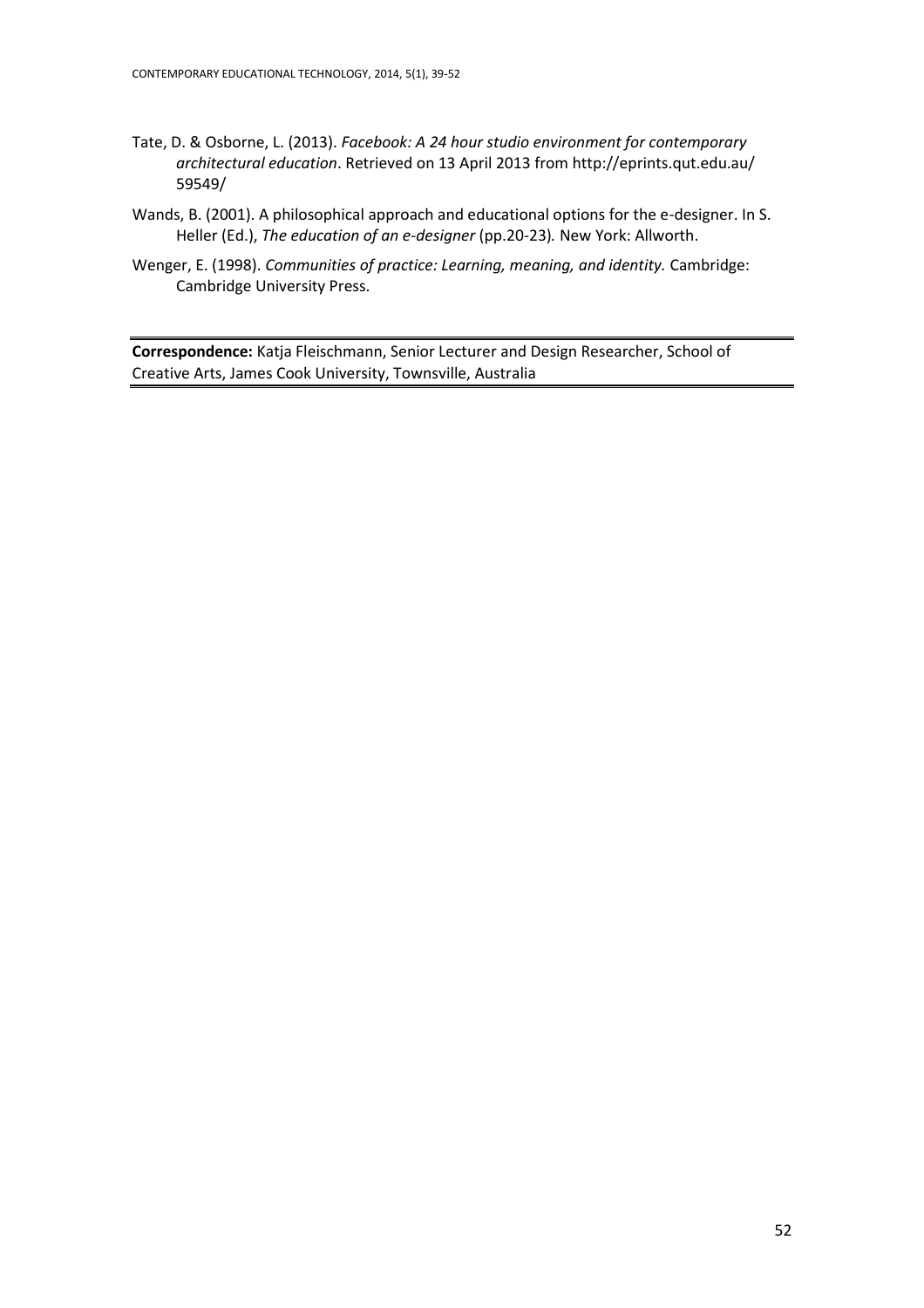Tate, D. & Osborne, L. (2013). *Facebook: A 24 hour studio environment for contemporary architectural education*. Retrieved on 13 April 2013 from http://eprints.qut.edu.au/59549/

Wands, B. (2001). A philosophical approach and educational options for the e-designer. In S. Heller (Ed.), *The education of an e-designer* (pp.20-23)*.* New York: Allworth.

Wenger, E. (1998). *Communities of practice: Learning, meaning, and identity.* Cambridge: Cambridge University Press.

---

**Correspondence:** Katja Fleischmann, Senior Lecturer and Design Researcher, School of Creative Arts, James Cook University, Townsville, Australia

---